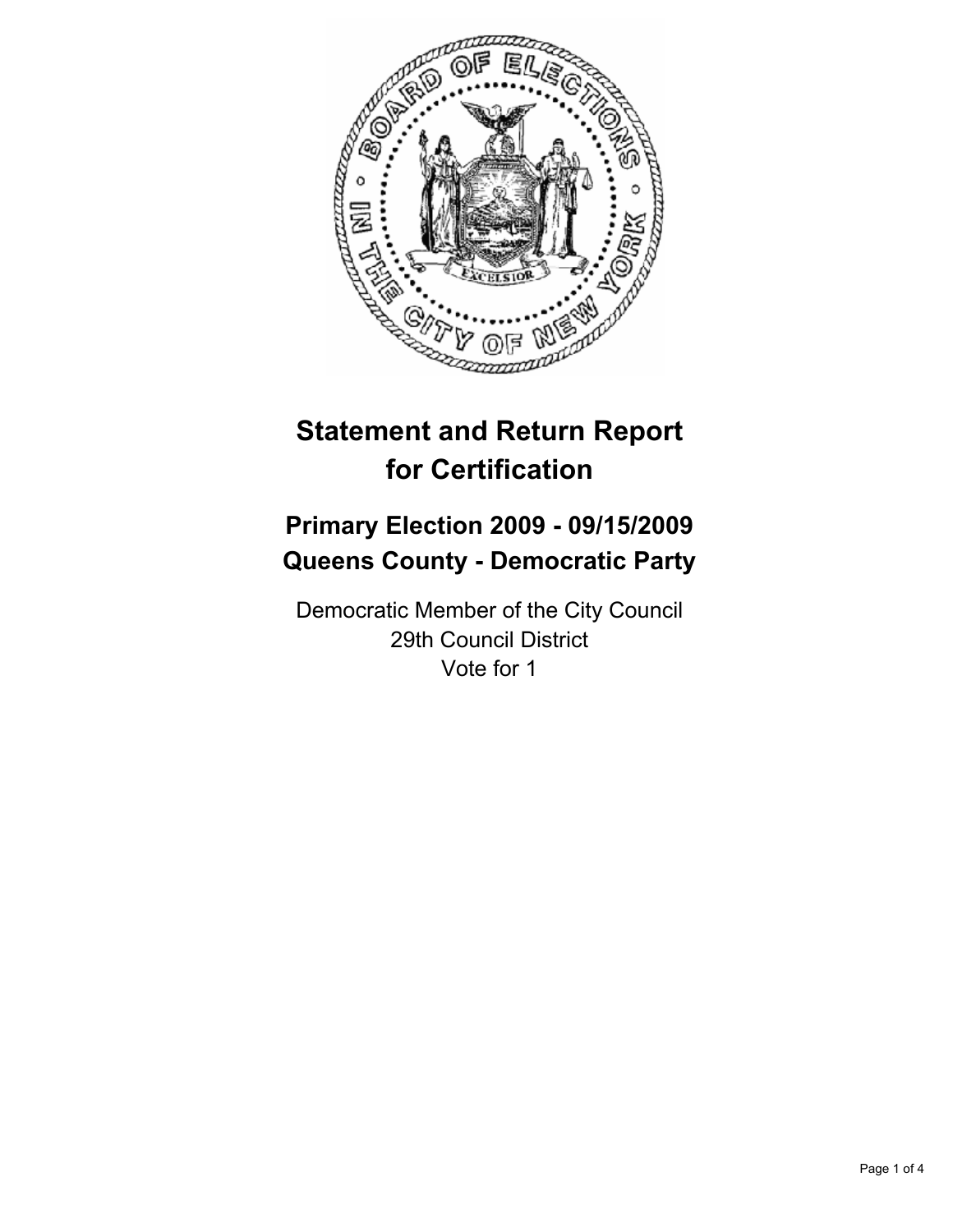# Statement and Return Report for Certification

## Primary Election 2009 - 09/15/2009
## Queens County - Democratic Party

Democratic Member of the City Council
29th Council District
Vote for 1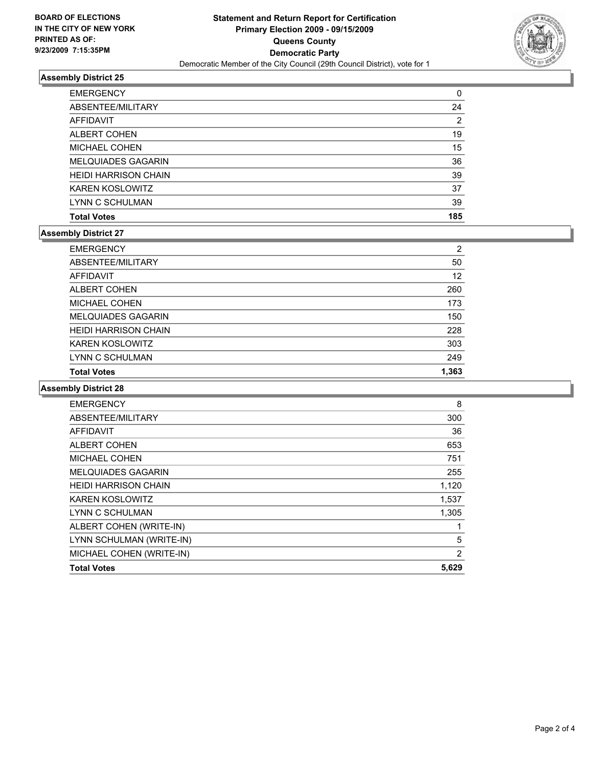**BOARD OF ELECTIONS IN THE CITY OF NEW YORK PRINTED AS OF: 9/23/2009 7:15:35PM**

# Statement and Return Report for Certification
## Primary Election 2009 - 09/15/2009
## Queens County
## Democratic Party
Democratic Member of the City Council (29th Council District), vote for 1

### Assembly District 25

| | |
|---|---|
| EMERGENCY | 0 |
| ABSENTEE/MILITARY | 24 |
| AFFIDAVIT | 2 |
| ALBERT COHEN | 19 |
| MICHAEL COHEN | 15 |
| MELQUIADES GAGARIN | 36 |
| HEIDI HARRISON CHAIN | 39 |
| KAREN KOSLOWITZ | 37 |
| LYNN C SCHULMAN | 39 |
| **Total Votes** | **185** |

### Assembly District 27

| | |
|---|---|
| EMERGENCY | 2 |
| ABSENTEE/MILITARY | 50 |
| AFFIDAVIT | 12 |
| ALBERT COHEN | 260 |
| MICHAEL COHEN | 173 |
| MELQUIADES GAGARIN | 150 |
| HEIDI HARRISON CHAIN | 228 |
| KAREN KOSLOWITZ | 303 |
| LYNN C SCHULMAN | 249 |
| **Total Votes** | **1,363** |

### Assembly District 28

| | |
|---|---|
| EMERGENCY | 8 |
| ABSENTEE/MILITARY | 300 |
| AFFIDAVIT | 36 |
| ALBERT COHEN | 653 |
| MICHAEL COHEN | 751 |
| MELQUIADES GAGARIN | 255 |
| HEIDI HARRISON CHAIN | 1,120 |
| KAREN KOSLOWITZ | 1,537 |
| LYNN C SCHULMAN | 1,305 |
| ALBERT COHEN (WRITE-IN) | 1 |
| LYNN SCHULMAN (WRITE-IN) | 5 |
| MICHAEL COHEN (WRITE-IN) | 2 |
| **Total Votes** | **5,629** |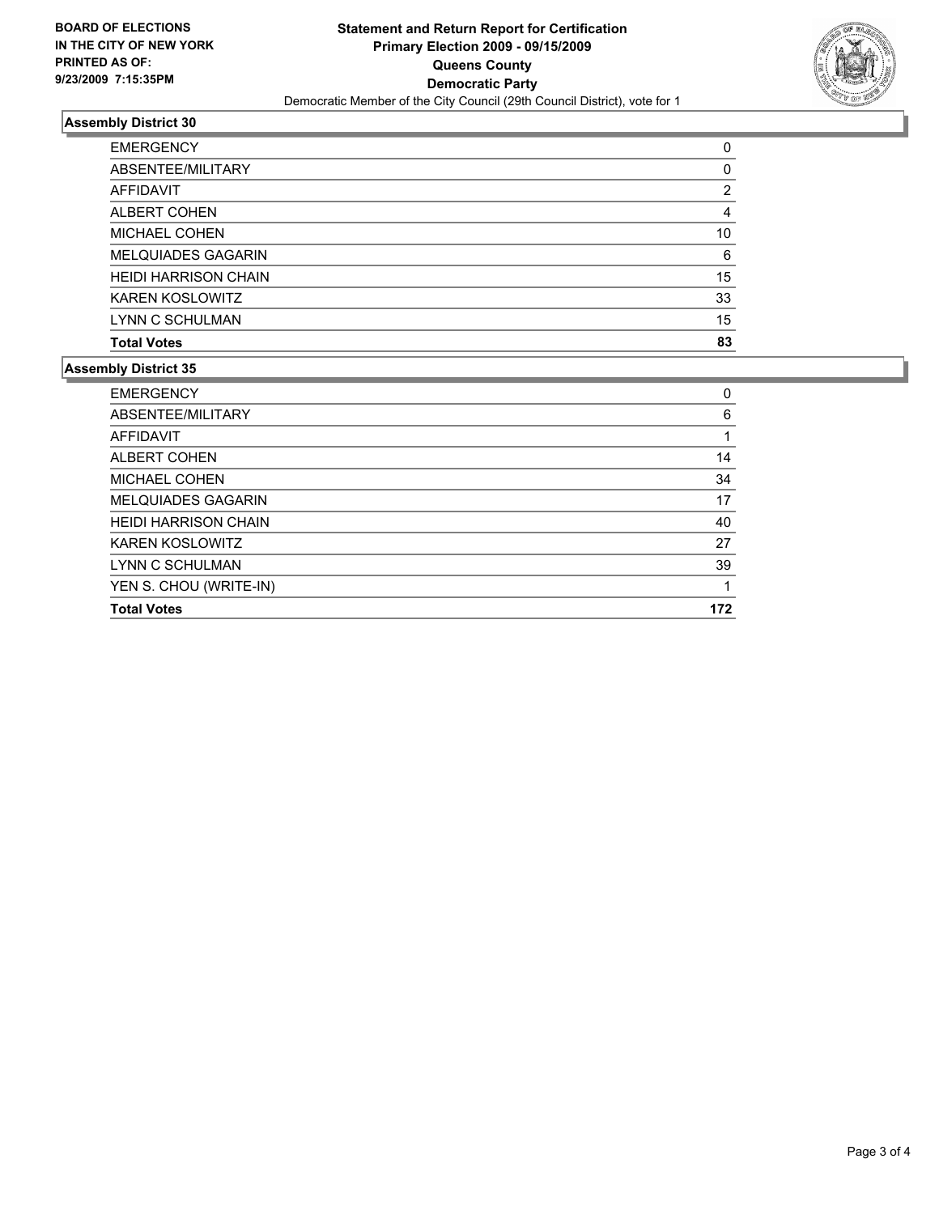**BOARD OF ELECTIONS IN THE CITY OF NEW YORK PRINTED AS OF: 9/23/2009 7:15:35PM**

# Statement and Return Report for Certification
## Primary Election 2009 - 09/15/2009
## Queens County
## Democratic Party

Democratic Member of the City Council (29th Council District), vote for 1

### Assembly District 30

| | |
|---|---|
| EMERGENCY | 0 |
| ABSENTEE/MILITARY | 0 |
| AFFIDAVIT | 2 |
| ALBERT COHEN | 4 |
| MICHAEL COHEN | 10 |
| MELQUIADES GAGARIN | 6 |
| HEIDI HARRISON CHAIN | 15 |
| KAREN KOSLOWITZ | 33 |
| LYNN C SCHULMAN | 15 |
| **Total Votes** | **83** |

### Assembly District 35

| | |
|---|---|
| EMERGENCY | 0 |
| ABSENTEE/MILITARY | 6 |
| AFFIDAVIT | 1 |
| ALBERT COHEN | 14 |
| MICHAEL COHEN | 34 |
| MELQUIADES GAGARIN | 17 |
| HEIDI HARRISON CHAIN | 40 |
| KAREN KOSLOWITZ | 27 |
| LYNN C SCHULMAN | 39 |
| YEN S. CHOU (WRITE-IN) | 1 |
| **Total Votes** | **172** |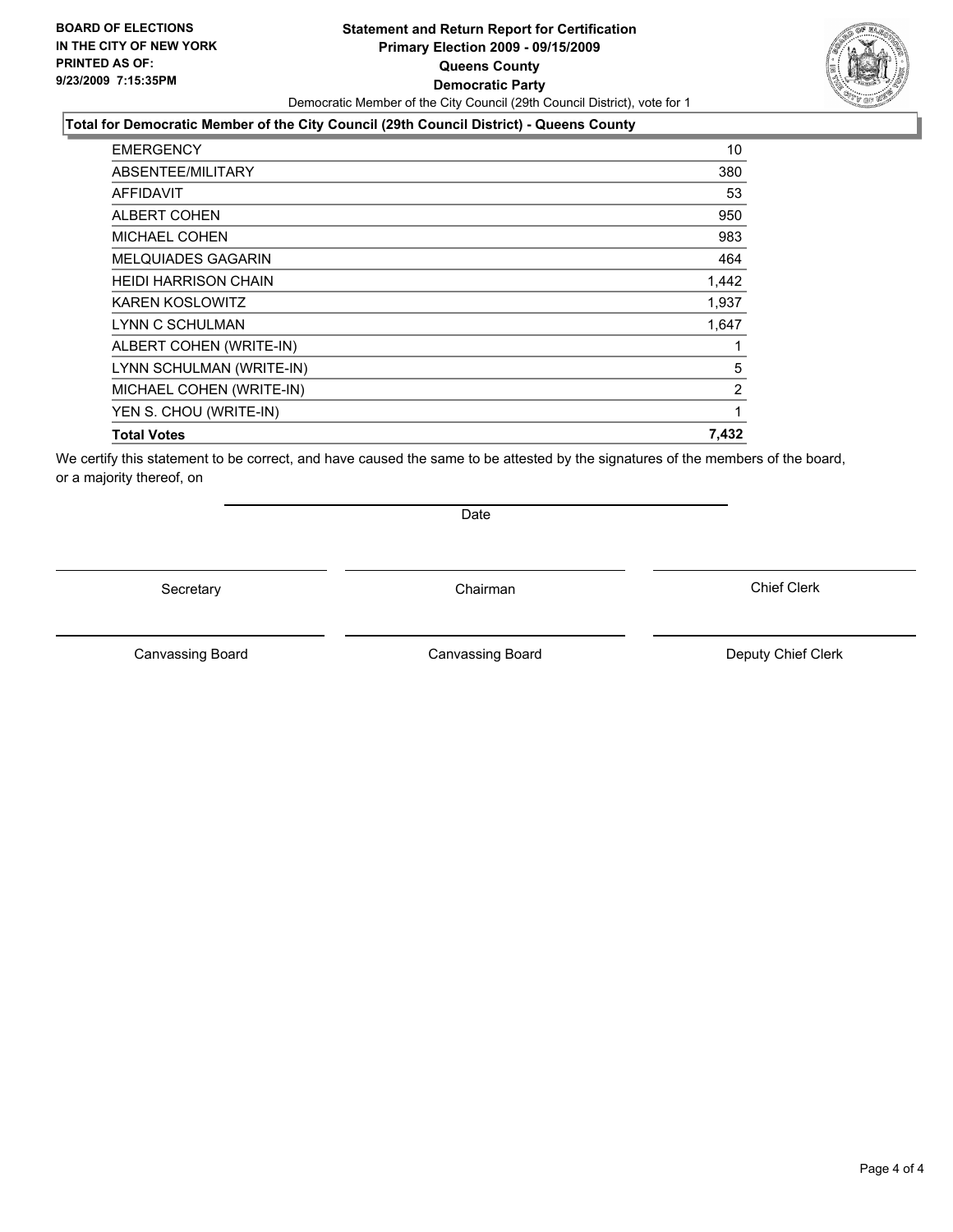**BOARD OF ELECTIONS IN THE CITY OF NEW YORK PRINTED AS OF: 9/23/2009 7:15:35PM**

# Statement and Return Report for Certification
## Primary Election 2009 - 09/15/2009
## Queens County
## Democratic Party

Democratic Member of the City Council (29th Council District), vote for 1

### Total for Democratic Member of the City Council (29th Council District) - Queens County

| | |
|---|---|
| EMERGENCY | 10 |
| ABSENTEE/MILITARY | 380 |
| AFFIDAVIT | 53 |
| ALBERT COHEN | 950 |
| MICHAEL COHEN | 983 |
| MELQUIADES GAGARIN | 464 |
| HEIDI HARRISON CHAIN | 1,442 |
| KAREN KOSLOWITZ | 1,937 |
| LYNN C SCHULMAN | 1,647 |
| ALBERT COHEN (WRITE-IN) | 1 |
| LYNN SCHULMAN (WRITE-IN) | 5 |
| MICHAEL COHEN (WRITE-IN) | 2 |
| YEN S. CHOU (WRITE-IN) | 1 |
| **Total Votes** | **7,432** |

We certify this statement to be correct, and have caused the same to be attested by the signatures of the members of the board, or a majority thereof, on

Date

Secretary

Chairman

Chief Clerk

Canvassing Board

Canvassing Board

Deputy Chief Clerk